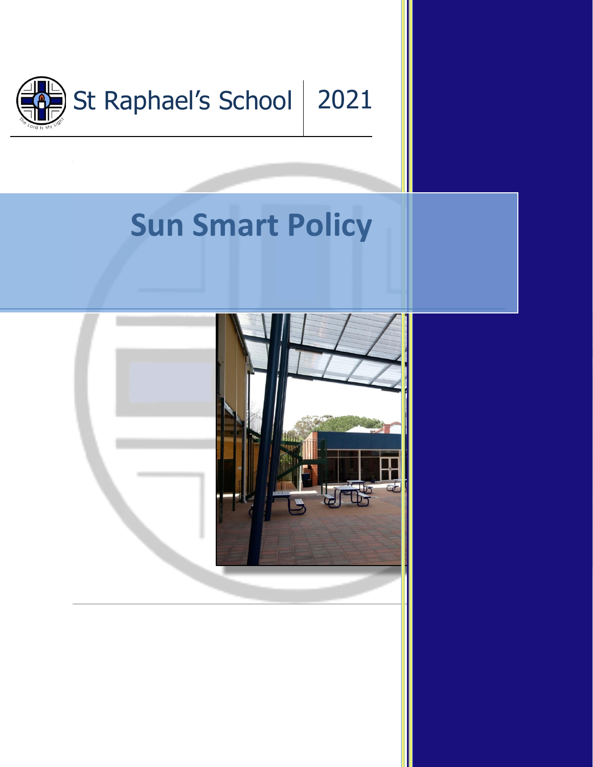St Raphael's School | 2021

# Sun Smart Policy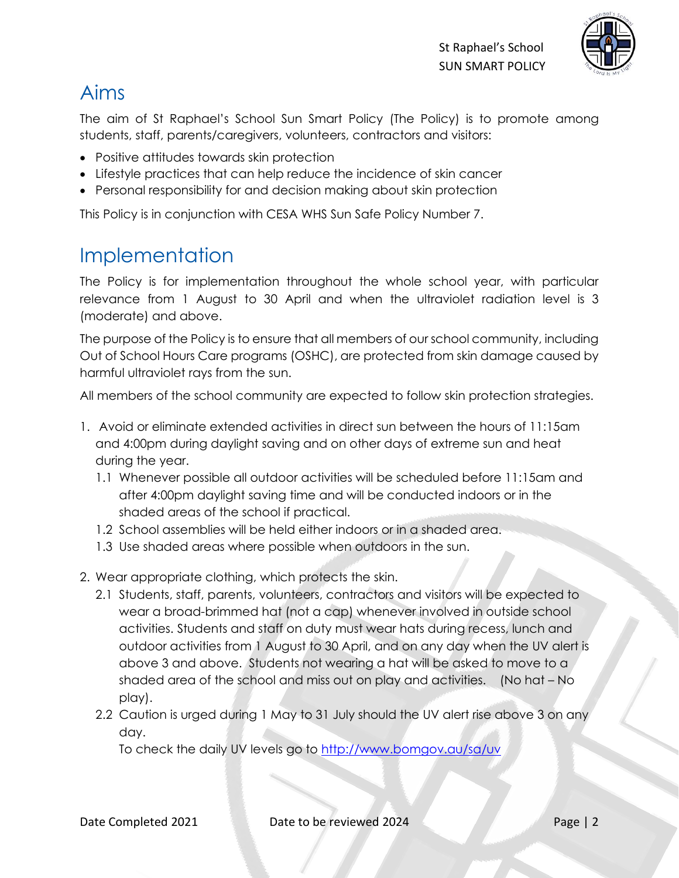# Aims

The aim of St Raphael's School Sun Smart Policy (The Policy) is to promote among students, staff, parents/caregivers, volunteers, contractors and visitors:

- Positive attitudes towards skin protection
- Lifestyle practices that can help reduce the incidence of skin cancer
- Personal responsibility for and decision making about skin protection

This Policy is in conjunction with CESA WHS Sun Safe Policy Number 7.

# Implementation

The Policy is for implementation throughout the whole school year, with particular relevance from 1 August to 30 April and when the ultraviolet radiation level is 3 (moderate) and above.

The purpose of the Policy is to ensure that all members of our school community, including Out of School Hours Care programs (OSHC), are protected from skin damage caused by harmful ultraviolet rays from the sun.

All members of the school community are expected to follow skin protection strategies.

1. Avoid or eliminate extended activities in direct sun between the hours of 11:15am and 4:00pm during daylight saving and on other days of extreme sun and heat during the year.
   1.1 Whenever possible all outdoor activities will be scheduled before 11:15am and after 4:00pm daylight saving time and will be conducted indoors or in the shaded areas of the school if practical.
   1.2 School assemblies will be held either indoors or in a shaded area.
   1.3 Use shaded areas where possible when outdoors in the sun.
2. Wear appropriate clothing, which protects the skin.
   2.1 Students, staff, parents, volunteers, contractors and visitors will be expected to wear a broad-brimmed hat (not a cap) whenever involved in outside school activities. Students and staff on duty must wear hats during recess, lunch and outdoor activities from 1 August to 30 April, and on any day when the UV alert is above 3 and above. Students not wearing a hat will be asked to move to a shaded area of the school and miss out on play and activities. (No hat – No play).
   2.2 Caution is urged during 1 May to 31 July should the UV alert rise above 3 on any day.
   To check the daily UV levels go to http://www.bomgov.au/sa/uv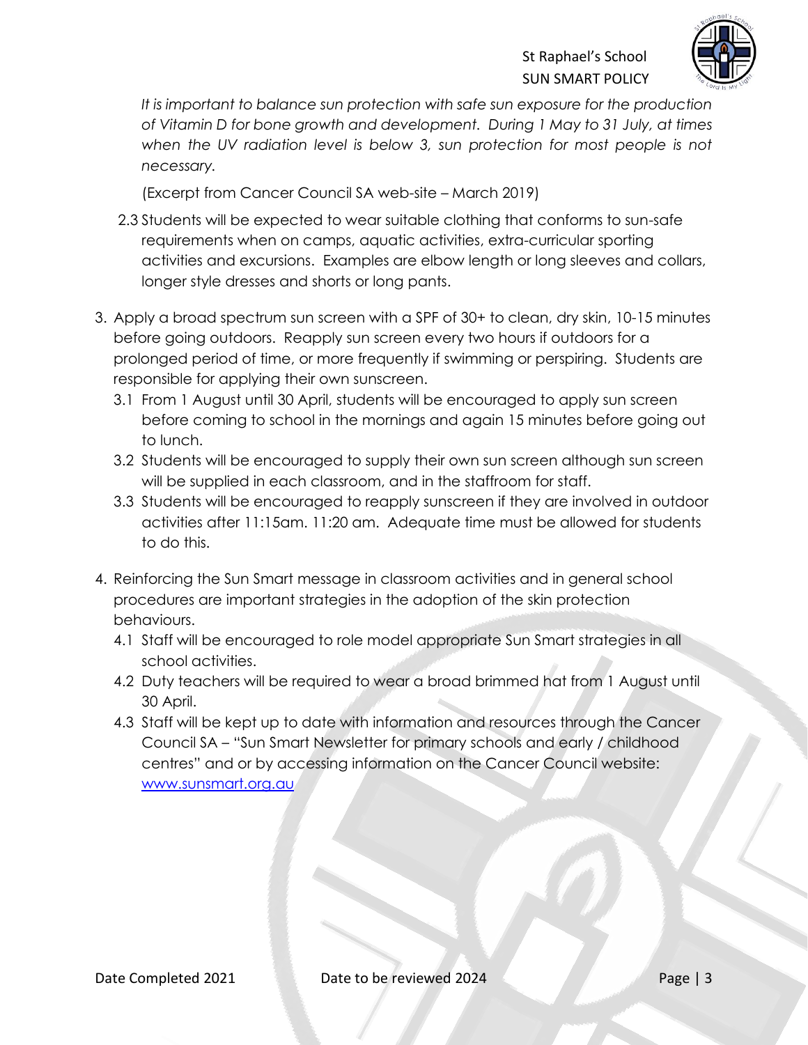*It is important to balance sun protection with safe sun exposure for the production of Vitamin D for bone growth and development. During 1 May to 31 July, at times when the UV radiation level is below 3, sun protection for most people is not necessary.*

(Excerpt from Cancer Council SA web-site – March 2019)

2.3 Students will be expected to wear suitable clothing that conforms to sun-safe requirements when on camps, aquatic activities, extra-curricular sporting activities and excursions. Examples are elbow length or long sleeves and collars, longer style dresses and shorts or long pants.

3. Apply a broad spectrum sun screen with a SPF of 30+ to clean, dry skin, 10-15 minutes before going outdoors. Reapply sun screen every two hours if outdoors for a prolonged period of time, or more frequently if swimming or perspiring. Students are responsible for applying their own sunscreen.
   - 3.1 From 1 August until 30 April, students will be encouraged to apply sun screen before coming to school in the mornings and again 15 minutes before going out to lunch.
   - 3.2 Students will be encouraged to supply their own sun screen although sun screen will be supplied in each classroom, and in the staffroom for staff.
   - 3.3 Students will be encouraged to reapply sunscreen if they are involved in outdoor activities after 11:15am. 11:20 am. Adequate time must be allowed for students to do this.

4. Reinforcing the Sun Smart message in classroom activities and in general school procedures are important strategies in the adoption of the skin protection behaviours.
   - 4.1 Staff will be encouraged to role model appropriate Sun Smart strategies in all school activities.
   - 4.2 Duty teachers will be required to wear a broad brimmed hat from 1 August until 30 April.
   - 4.3 Staff will be kept up to date with information and resources through the Cancer Council SA – "Sun Smart Newsletter for primary schools and early / childhood centres" and or by accessing information on the Cancer Council website: [www.sunsmart.org.au](www.sunsmart.org.au)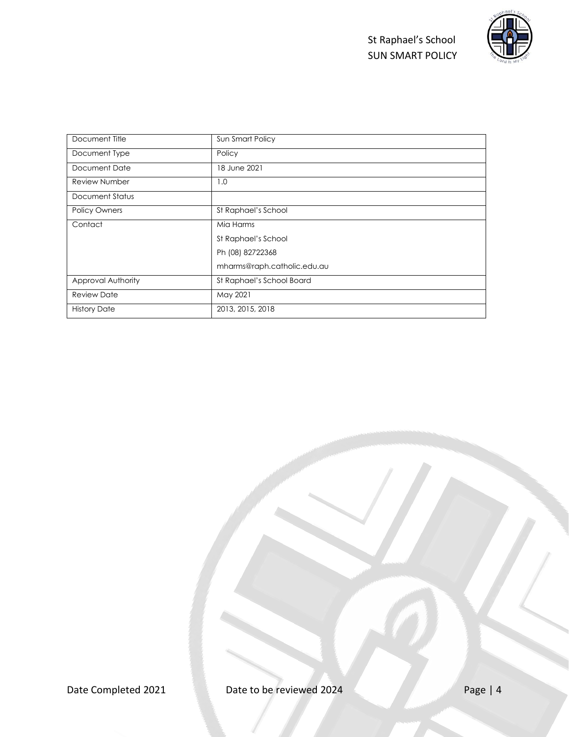| | |
|---|---|
| Document Title | Sun Smart Policy |
| Document Type | Policy |
| Document Date | 18 June 2021 |
| Review Number | 1.0 |
| Document Status | |
| Policy Owners | St Raphael's School |
| Contact | Mia Harms<br>St Raphael's School<br>Ph (08) 82722368<br>mharms@raph.catholic.edu.au |
| Approval Authority | St Raphael's School Board |
| Review Date | May 2021 |
| History Date | 2013, 2015, 2018 |